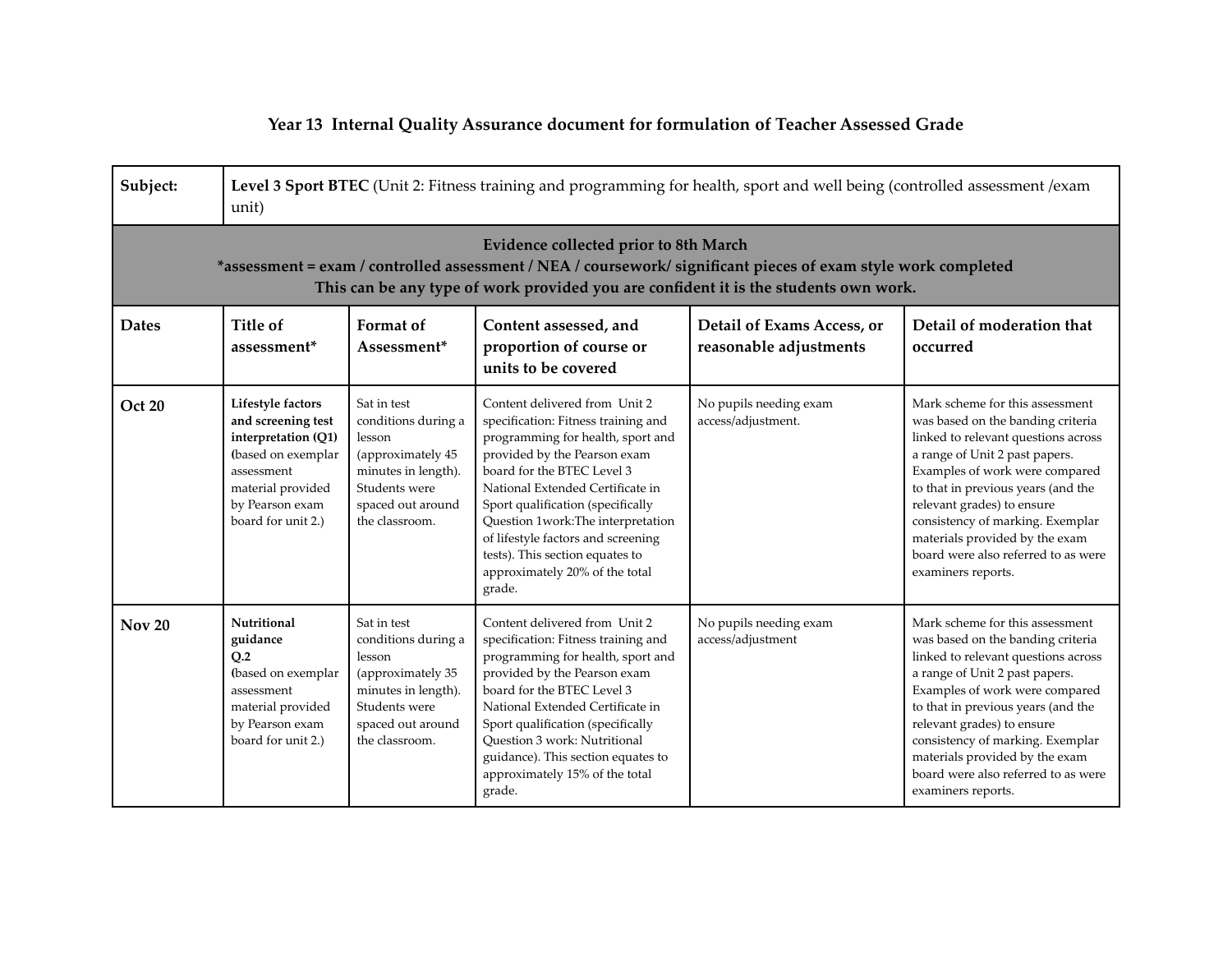# Year 13 Internal Quality Assurance document for formulation of Teacher Assessed Grade

| Subject: | **Level 3 Sport BTEC** (Unit 2: Fitness training and programming for health, sport and well being (controlled assessment /exam unit) | | | | |
|---|---|---|---|---|---|
| **Evidence collected prior to 8th March**<br>***assessment = exam / controlled assessment / NEA / coursework/ significant pieces of exam style work completed**<br>**This can be any type of work provided you are confident it is the students own work.** | | | | | |
| **Dates** | **Title of assessment*** | **Format of Assessment*** | **Content assessed, and proportion of course or units to be covered** | **Detail of Exams Access, or reasonable adjustments** | **Detail of moderation that occurred** |
| **Oct 20** | **Lifestyle factors and screening test interpretation (Q1)** (based on exemplar assessment material provided by Pearson exam board for unit 2.) | Sat in test conditions during a lesson (approximately 45 minutes in length). Students were spaced out around the classroom. | Content delivered from Unit 2 specification: Fitness training and programming for health, sport and provided by the Pearson exam board for the BTEC Level 3 National Extended Certificate in Sport qualification (specifically Question 1work:The interpretation of lifestyle factors and screening tests). This section equates to approximately 20% of the total grade. | No pupils needing exam access/adjustment. | Mark scheme for this assessment was based on the banding criteria linked to relevant questions across a range of Unit 2 past papers. Examples of work were compared to that in previous years (and the relevant grades) to ensure consistency of marking. Exemplar materials provided by the exam board were also referred to as were examiners reports. |
| **Nov 20** | **Nutritional guidance Q.2** (based on exemplar assessment material provided by Pearson exam board for unit 2.) | Sat in test conditions during a lesson (approximately 35 minutes in length). Students were spaced out around the classroom. | Content delivered from Unit 2 specification: Fitness training and programming for health, sport and provided by the Pearson exam board for the BTEC Level 3 National Extended Certificate in Sport qualification (specifically Question 3 work: Nutritional guidance). This section equates to approximately 15% of the total grade. | No pupils needing exam access/adjustment | Mark scheme for this assessment was based on the banding criteria linked to relevant questions across a range of Unit 2 past papers. Examples of work were compared to that in previous years (and the relevant grades) to ensure consistency of marking. Exemplar materials provided by the exam board were also referred to as were examiners reports. |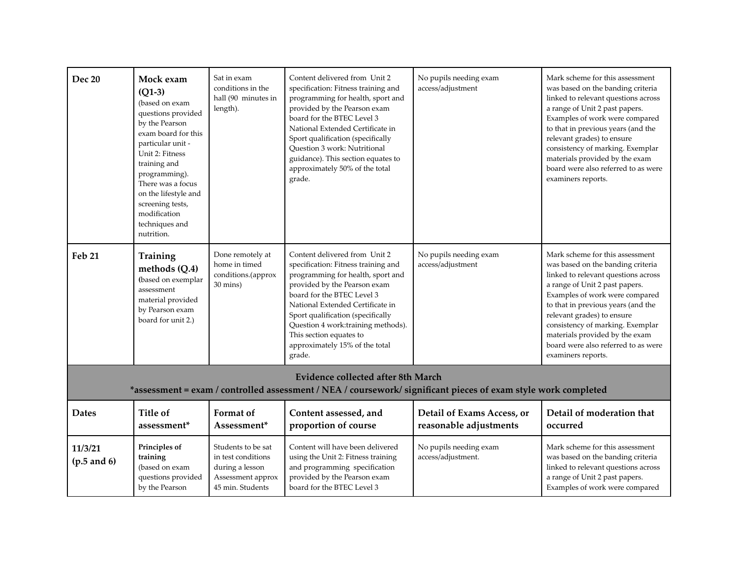| | | | | | |
|---|---|---|---|---|---|
| **Dec 20** | **Mock exam (Q1-3)** (based on exam questions provided by the Pearson exam board for this particular unit - Unit 2: Fitness training and programming). There was a focus on the lifestyle and screening tests, modification techniques and nutrition. | Sat in exam conditions in the hall (90 minutes in length). | Content delivered from Unit 2 specification: Fitness training and programming for health, sport and provided by the Pearson exam board for the BTEC Level 3 National Extended Certificate in Sport qualification (specifically Question 3 work: Nutritional guidance). This section equates to approximately 50% of the total grade. | No pupils needing exam access/adjustment | Mark scheme for this assessment was based on the banding criteria linked to relevant questions across a range of Unit 2 past papers. Examples of work were compared to that in previous years (and the relevant grades) to ensure consistency of marking. Exemplar materials provided by the exam board were also referred to as were examiners reports. |
| **Feb 21** | **Training methods (Q.4)** (based on exemplar assessment material provided by Pearson exam board for unit 2.) | Done remotely at home in timed conditions.(approx 30 mins) | Content delivered from Unit 2 specification: Fitness training and programming for health, sport and provided by the Pearson exam board for the BTEC Level 3 National Extended Certificate in Sport qualification (specifically Question 4 work:training methods). This section equates to approximately 15% of the total grade. | No pupils needing exam access/adjustment | Mark scheme for this assessment was based on the banding criteria linked to relevant questions across a range of Unit 2 past papers. Examples of work were compared to that in previous years (and the relevant grades) to ensure consistency of marking. Exemplar materials provided by the exam board were also referred to as were examiners reports. |
| **Evidence collected after 8th March** *assessment = exam / controlled assessment / NEA / coursework/ significant pieces of exam style work completed | | | | | |
| **Dates** | **Title of assessment*** | **Format of Assessment*** | **Content assessed, and proportion of course** | **Detail of Exams Access, or reasonable adjustments** | **Detail of moderation that occurred** |
| **11/3/21 (p.5 and 6)** | **Principles of training** (based on exam questions provided by the Pearson | Students to be sat in test conditions during a lesson Assessment approx 45 min. Students | Content will have been delivered using the Unit 2: Fitness training and programming specification provided by the Pearson exam board for the BTEC Level 3 | No pupils needing exam access/adjustment. | Mark scheme for this assessment was based on the banding criteria linked to relevant questions across a range of Unit 2 past papers. Examples of work were compared |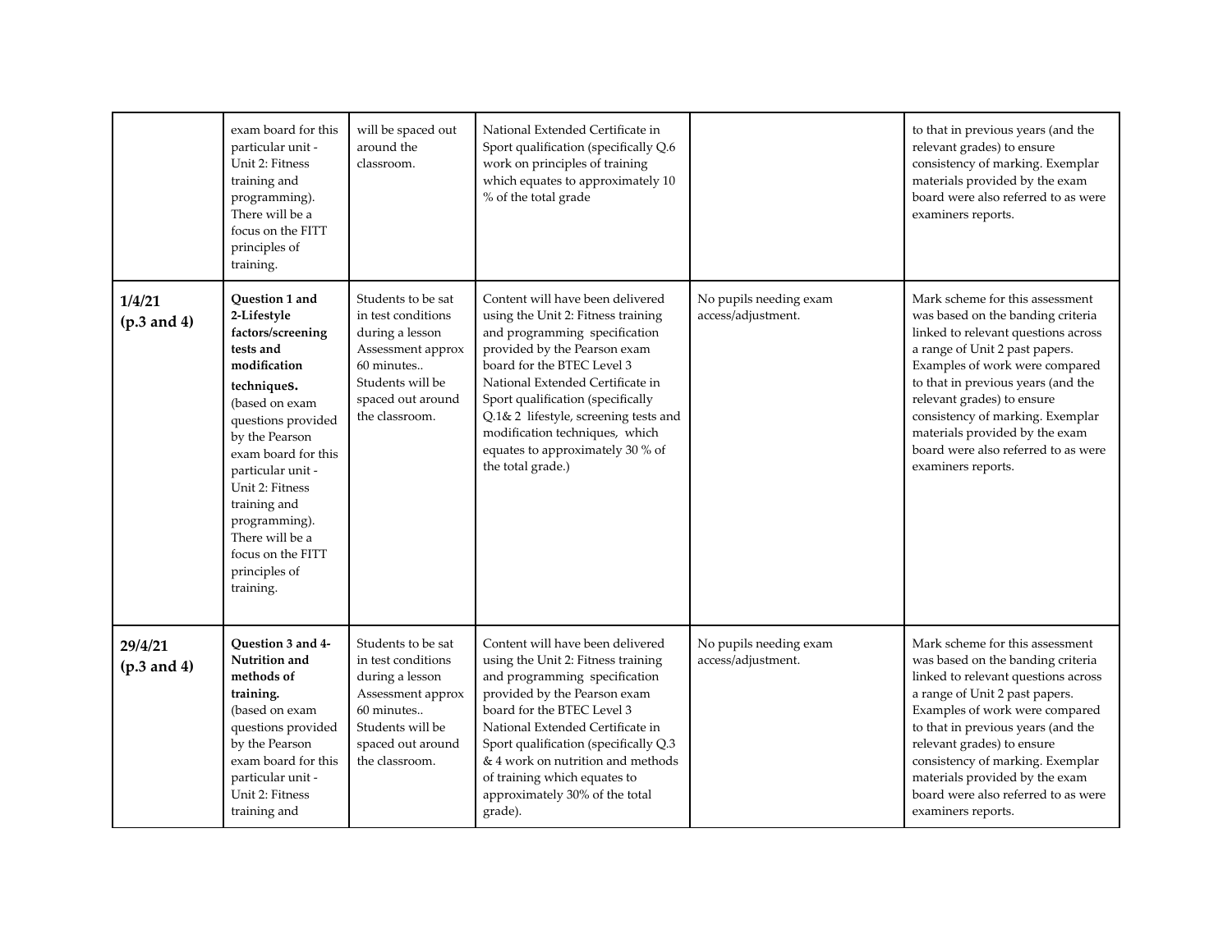| | | | | | |
|---|---|---|---|---|---|
| | exam board for this particular unit - Unit 2: Fitness training and programming). There will be a focus on the FITT principles of training. | will be spaced out around the classroom. | National Extended Certificate in Sport qualification (specifically Q.6 work on principles of training which equates to approximately 10 % of the total grade | | to that in previous years (and the relevant grades) to ensure consistency of marking. Exemplar materials provided by the exam board were also referred to as were examiners reports. |
| **1/4/21 (p.3 and 4)** | **Question 1 and 2-Lifestyle factors/screening tests and modification techniqueS.** (based on exam questions provided by the Pearson exam board for this particular unit - Unit 2: Fitness training and programming). There will be a focus on the FITT principles of training. | Students to be sat in test conditions during a lesson Assessment approx 60 minutes.. Students will be spaced out around the classroom. | Content will have been delivered using the Unit 2: Fitness training and programming specification provided by the Pearson exam board for the BTEC Level 3 National Extended Certificate in Sport qualification (specifically Q.1& 2 lifestyle, screening tests and modification techniques, which equates to approximately 30 % of the total grade.) | No pupils needing exam access/adjustment. | Mark scheme for this assessment was based on the banding criteria linked to relevant questions across a range of Unit 2 past papers. Examples of work were compared to that in previous years (and the relevant grades) to ensure consistency of marking. Exemplar materials provided by the exam board were also referred to as were examiners reports. |
| **29/4/21 (p.3 and 4)** | **Question 3 and 4-Nutrition and methods of training.** (based on exam questions provided by the Pearson exam board for this particular unit - Unit 2: Fitness training and | Students to be sat in test conditions during a lesson Assessment approx 60 minutes.. Students will be spaced out around the classroom. | Content will have been delivered using the Unit 2: Fitness training and programming specification provided by the Pearson exam board for the BTEC Level 3 National Extended Certificate in Sport qualification (specifically Q.3 & 4 work on nutrition and methods of training which equates to approximately 30% of the total grade). | No pupils needing exam access/adjustment. | Mark scheme for this assessment was based on the banding criteria linked to relevant questions across a range of Unit 2 past papers. Examples of work were compared to that in previous years (and the relevant grades) to ensure consistency of marking. Exemplar materials provided by the exam board were also referred to as were examiners reports. |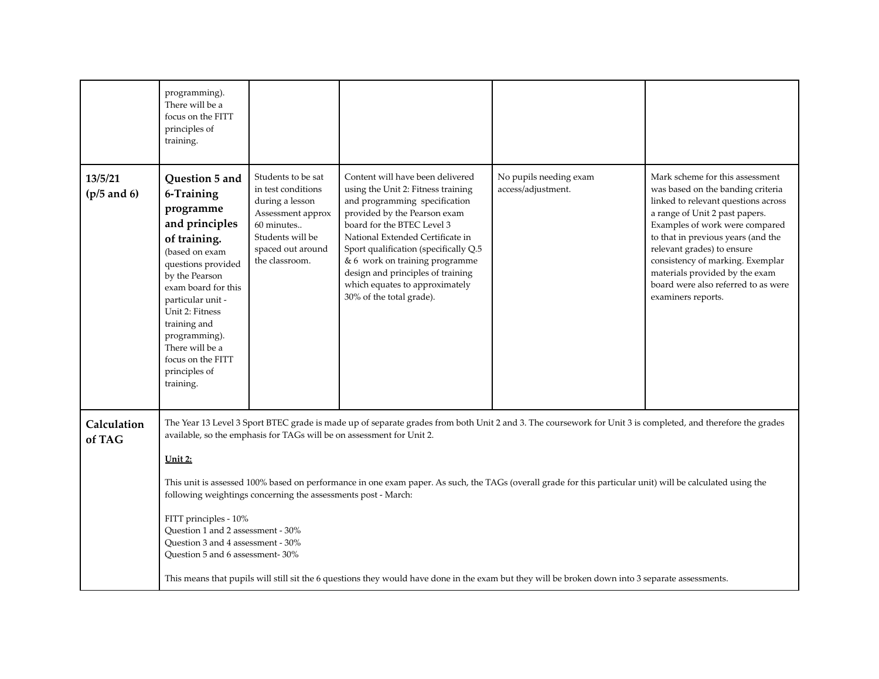|  |  |  |  |  |  |
|---|---|---|---|---|---|
|  | programming). There will be a focus on the FITT principles of training. |  |  |  |  |
| **13/5/21 (p/5 and 6)** | **Question 5 and 6-Training programme and principles of training.** (based on exam questions provided by the Pearson exam board for this particular unit - Unit 2: Fitness training and programming). There will be a focus on the FITT principles of training. | Students to be sat in test conditions during a lesson Assessment approx 60 minutes.. Students will be spaced out around the classroom. | Content will have been delivered using the Unit 2: Fitness training and programming specification provided by the Pearson exam board for the BTEC Level 3 National Extended Certificate in Sport qualification (specifically Q.5 & 6 work on training programme design and principles of training which equates to approximately 30% of the total grade). | No pupils needing exam access/adjustment. | Mark scheme for this assessment was based on the banding criteria linked to relevant questions across a range of Unit 2 past papers. Examples of work were compared to that in previous years (and the relevant grades) to ensure consistency of marking. Exemplar materials provided by the exam board were also referred to as were examiners reports. |
| **Calculation of TAG** | The Year 13 Level 3 Sport BTEC grade is made up of separate grades from both Unit 2 and 3. The coursework for Unit 3 is completed, and therefore the grades available, so the emphasis for TAGs will be on assessment for Unit 2.<br><br>**<u>Unit 2:</u>**<br><br>This unit is assessed 100% based on performance in one exam paper. As such, the TAGs (overall grade for this particular unit) will be calculated using the following weightings concerning the assessments post - March:<br><br>FITT principles - 10%<br>Question 1 and 2 assessment - 30%<br>Question 3 and 4 assessment - 30%<br>Question 5 and 6 assessment- 30%<br><br>This means that pupils will still sit the 6 questions they would have done in the exam but they will be broken down into 3 separate assessments. |  |  |  |  |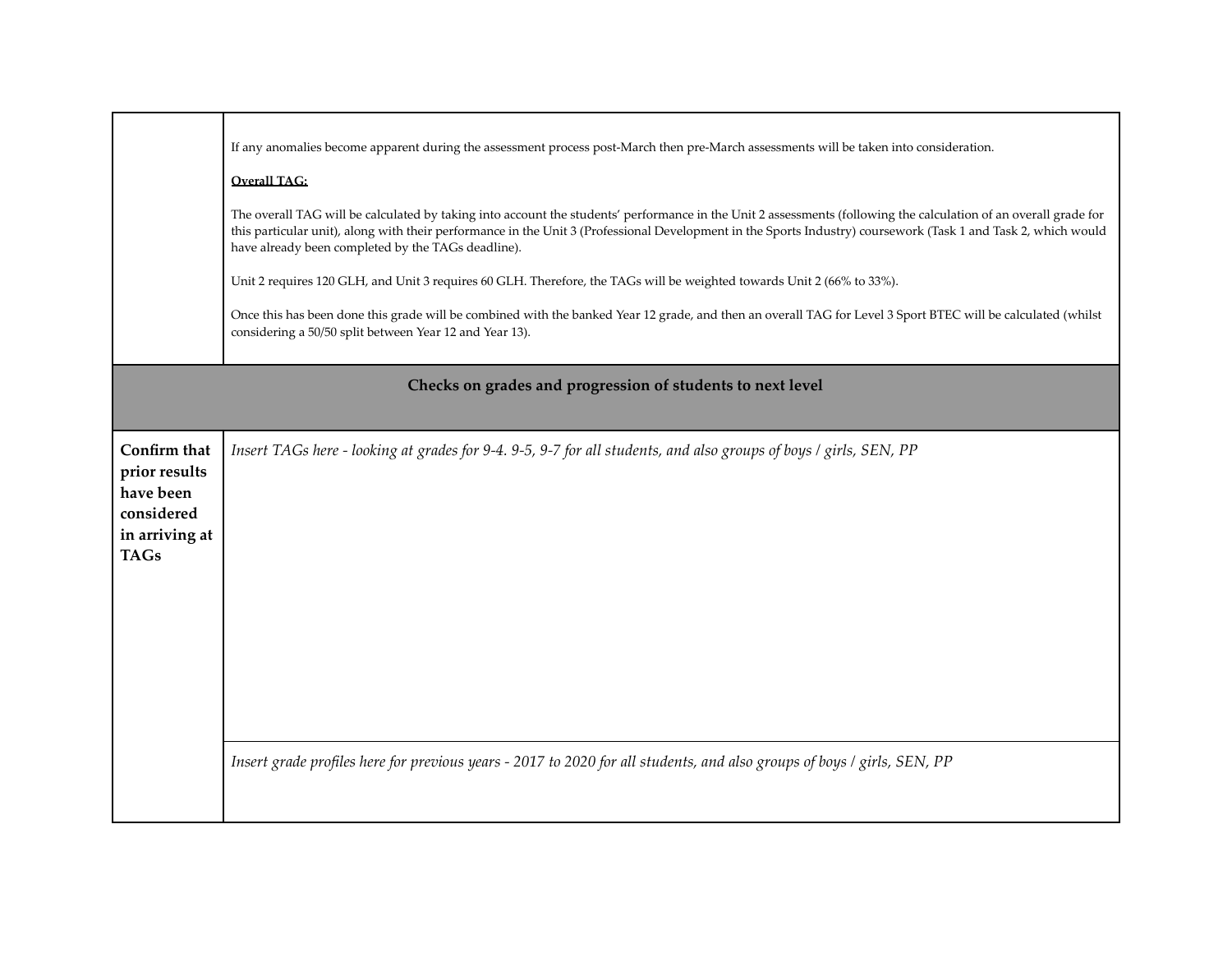| | |
|---|---|
| | If any anomalies become apparent during the assessment process post-March then pre-March assessments will be taken into consideration.<br><br>**Overall TAG:**<br><br>The overall TAG will be calculated by taking into account the students' performance in the Unit 2 assessments (following the calculation of an overall grade for this particular unit), along with their performance in the Unit 3 (Professional Development in the Sports Industry) coursework (Task 1 and Task 2, which would have already been completed by the TAGs deadline).<br><br>Unit 2 requires 120 GLH, and Unit 3 requires 60 GLH. Therefore, the TAGs will be weighted towards Unit 2 (66% to 33%).<br><br>Once this has been done this grade will be combined with the banked Year 12 grade, and then an overall TAG for Level 3 Sport BTEC will be calculated (whilst considering a 50/50 split between Year 12 and Year 13). |
| **Checks on grades and progression of students to next level** | |
| **Confirm that prior results have been considered in arriving at TAGs** | *Insert TAGs here - looking at grades for 9-4. 9-5, 9-7 for all students, and also groups of boys / girls, SEN, PP* |
| | *Insert grade profiles here for previous years - 2017 to 2020 for all students, and also groups of boys / girls, SEN, PP* |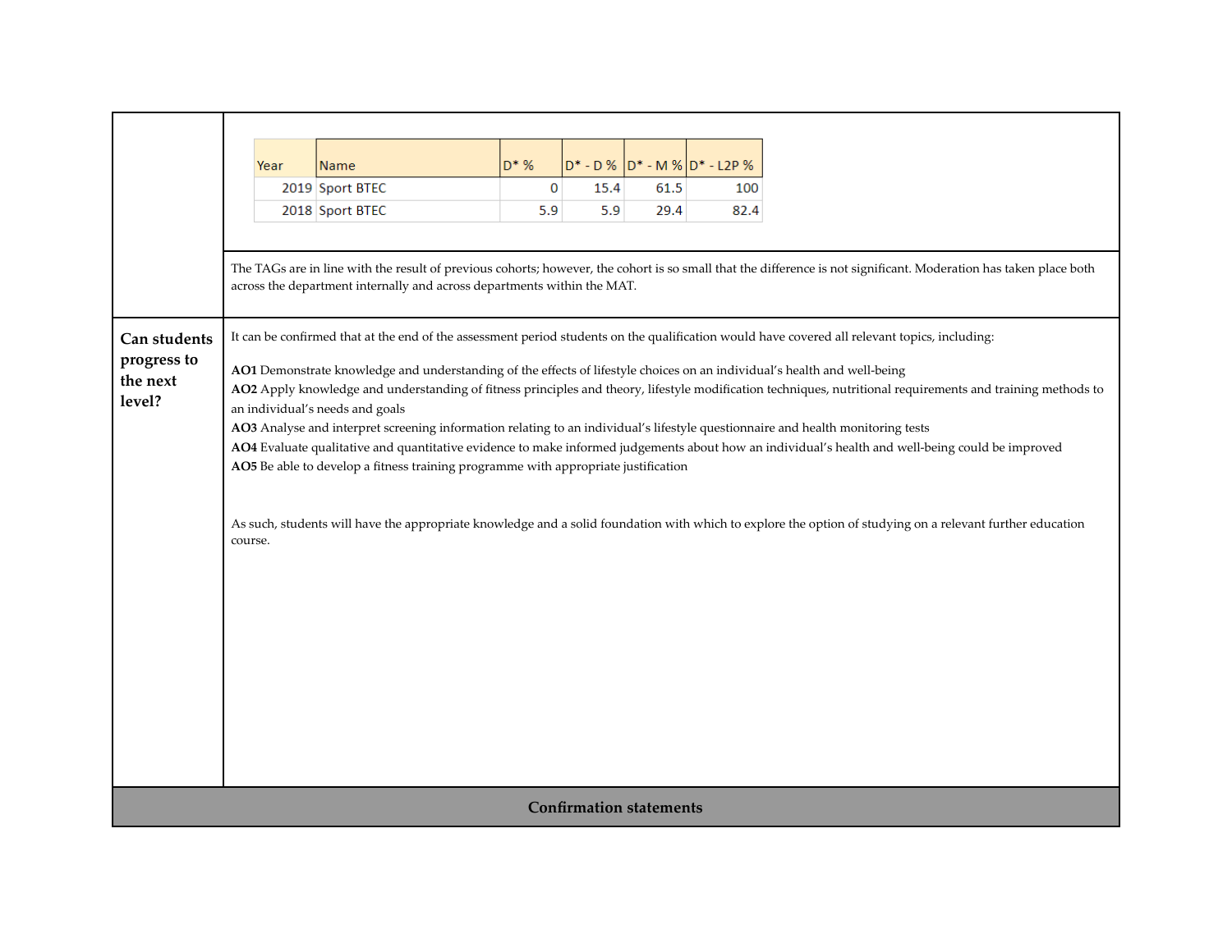| Year | Name | D* % | D* - D % | D* - M % | D* - L2P % |
|---|---|---|---|---|---|
| 2019 | Sport BTEC | 0 | 15.4 | 61.5 | 100 |
| 2018 | Sport BTEC | 5.9 | 5.9 | 29.4 | 82.4 |

The TAGs are in line with the result of previous cohorts; however, the cohort is so small that the difference is not significant. Moderation has taken place both across the department internally and across departments within the MAT.

**Can students progress to the next level?**

It can be confirmed that at the end of the assessment period students on the qualification would have covered all relevant topics, including:

**AO1** Demonstrate knowledge and understanding of the effects of lifestyle choices on an individual's health and well-being
**AO2** Apply knowledge and understanding of fitness principles and theory, lifestyle modification techniques, nutritional requirements and training methods to an individual's needs and goals
**AO3** Analyse and interpret screening information relating to an individual's lifestyle questionnaire and health monitoring tests
**AO4** Evaluate qualitative and quantitative evidence to make informed judgements about how an individual's health and well-being could be improved
**AO5** Be able to develop a fitness training programme with appropriate justification

As such, students will have the appropriate knowledge and a solid foundation with which to explore the option of studying on a relevant further education course.

**Confirmation statements**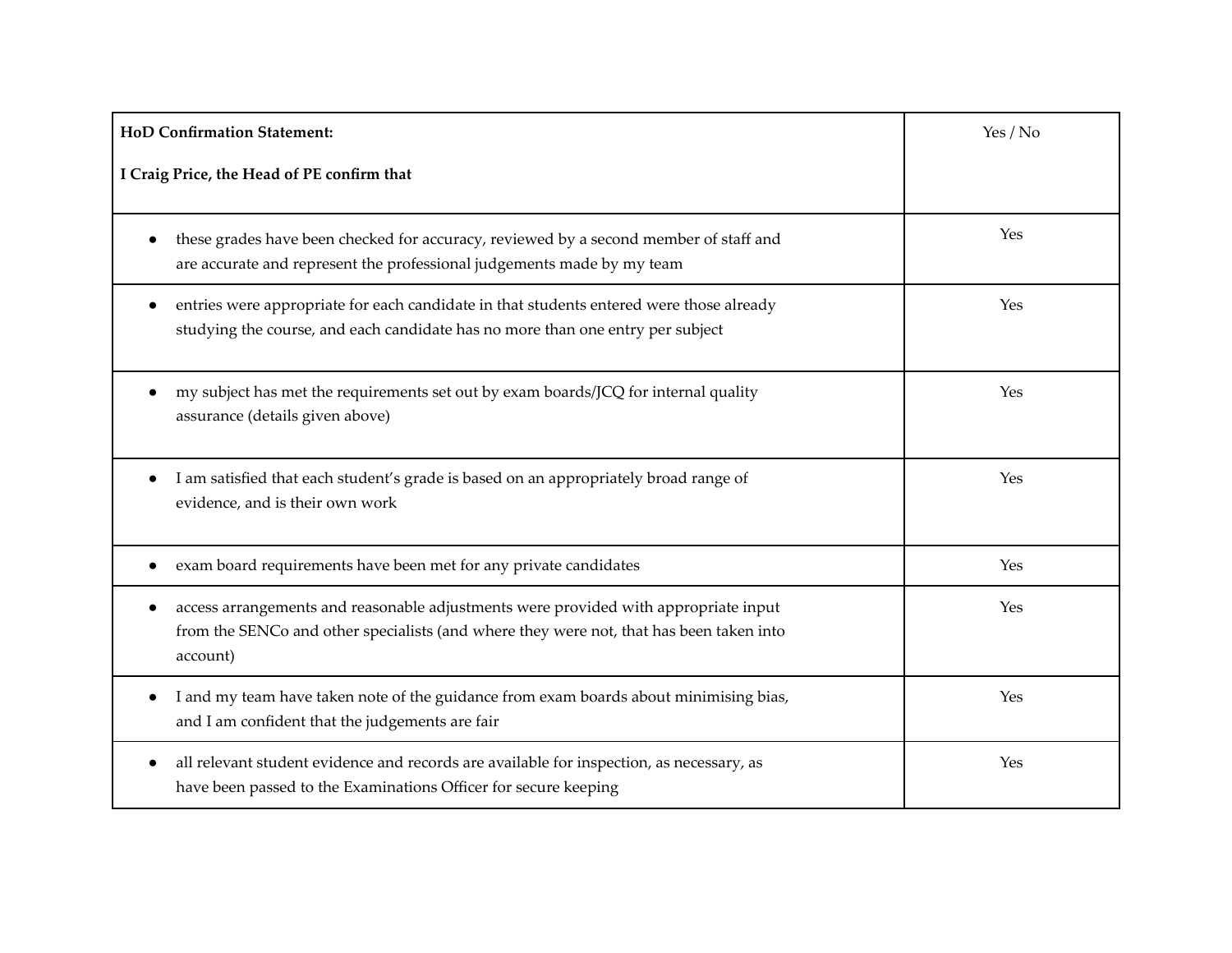| **HoD Confirmation Statement:**<br><br>**I Craig Price, the Head of PE confirm that** | Yes / No |
|---|---|
| • these grades have been checked for accuracy, reviewed by a second member of staff and are accurate and represent the professional judgements made by my team | Yes |
| • entries were appropriate for each candidate in that students entered were those already studying the course, and each candidate has no more than one entry per subject | Yes |
| • my subject has met the requirements set out by exam boards/JCQ for internal quality assurance (details given above) | Yes |
| • I am satisfied that each student's grade is based on an appropriately broad range of evidence, and is their own work | Yes |
| • exam board requirements have been met for any private candidates | Yes |
| • access arrangements and reasonable adjustments were provided with appropriate input from the SENCo and other specialists (and where they were not, that has been taken into account) | Yes |
| • I and my team have taken note of the guidance from exam boards about minimising bias, and I am confident that the judgements are fair | Yes |
| • all relevant student evidence and records are available for inspection, as necessary, as have been passed to the Examinations Officer for secure keeping | Yes |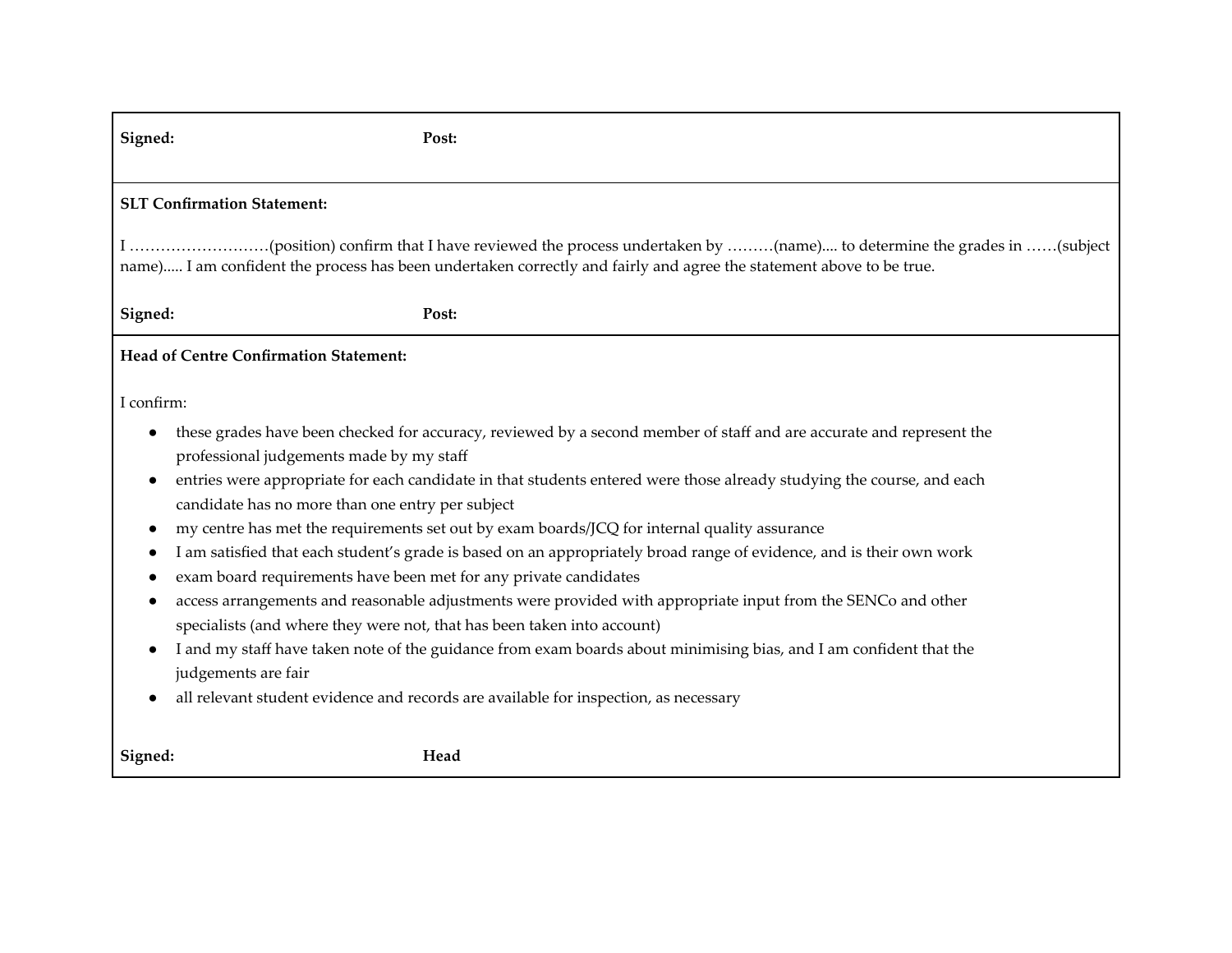**Signed:** **Post:**

**SLT Confirmation Statement:**

I ………………………(position) confirm that I have reviewed the process undertaken by ………(name).... to determine the grades in ……(subject name)..... I am confident the process has been undertaken correctly and fairly and agree the statement above to be true.

**Signed:** **Post:**

**Head of Centre Confirmation Statement:**

I confirm:

- these grades have been checked for accuracy, reviewed by a second member of staff and are accurate and represent the professional judgements made by my staff
- entries were appropriate for each candidate in that students entered were those already studying the course, and each candidate has no more than one entry per subject
- my centre has met the requirements set out by exam boards/JCQ for internal quality assurance
- I am satisfied that each student's grade is based on an appropriately broad range of evidence, and is their own work
- exam board requirements have been met for any private candidates
- access arrangements and reasonable adjustments were provided with appropriate input from the SENCo and other specialists (and where they were not, that has been taken into account)
- I and my staff have taken note of the guidance from exam boards about minimising bias, and I am confident that the judgements are fair
- all relevant student evidence and records are available for inspection, as necessary

**Signed:** **Head**